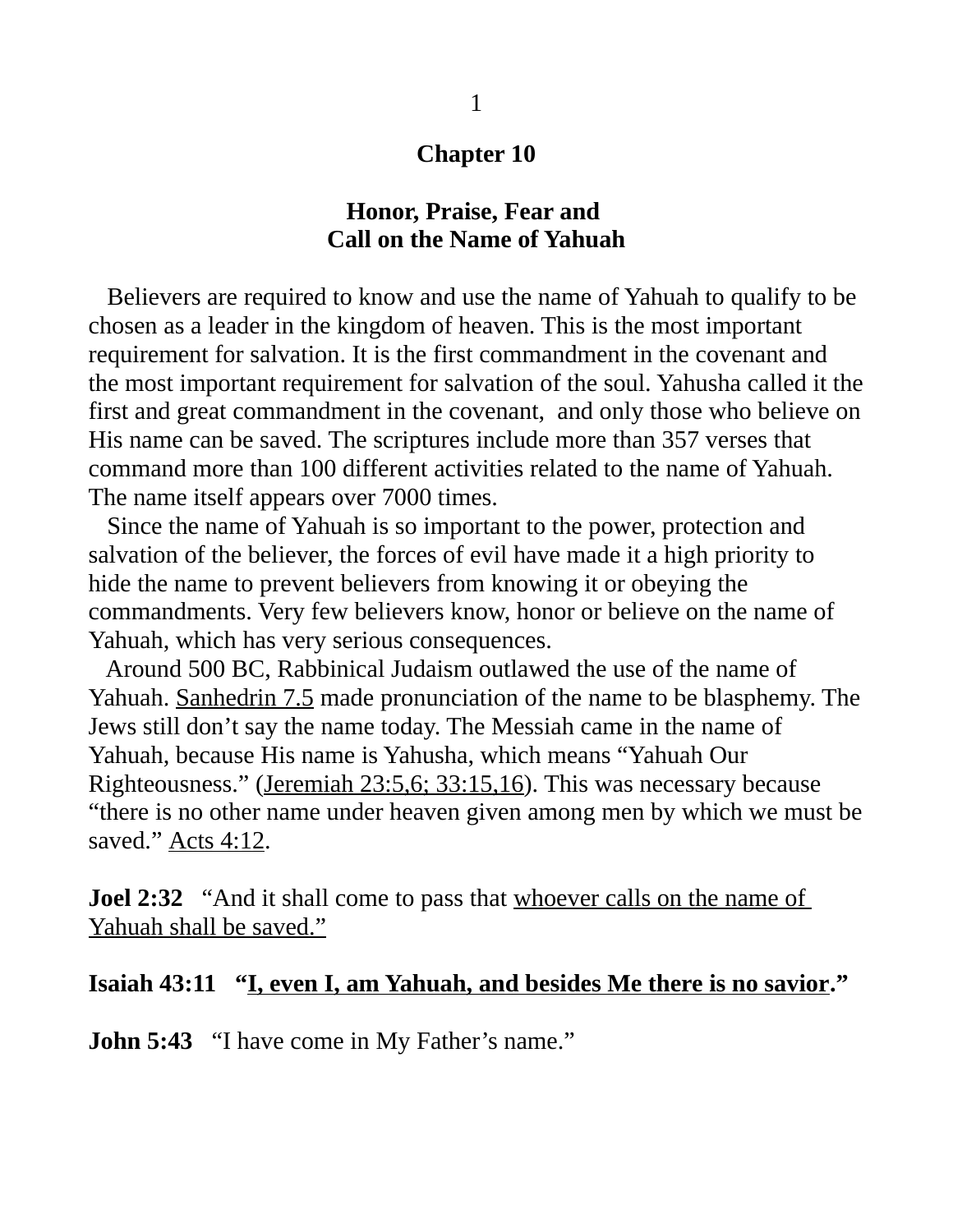# Chapter 10

## Honor, Praise, Fear and Call on the Name of Yahuah

Believers are required to know and use the name of Yahuah to qualify to be chosen as a leader in the kingdom of heaven. This is the most important requirement for salvation. It is the first commandment in the covenant and the most important requirement for salvation of the soul. Yahusha called it the first and great commandment in the covenant, and only those who believe on His name can be saved. The scriptures include more than 357 verses that command more than 100 different activities related to the name of Yahuah. The name itself appears over 7000 times.

Since the name of Yahuah is so important to the power, protection and salvation of the believer, the forces of evil have made it a high priority to hide the name to prevent believers from knowing it or obeying the commandments. Very few believers know, honor or believe on the name of Yahuah, which has very serious consequences.

Around 500 BC, Rabbinical Judaism outlawed the use of the name of Yahuah. Sanhedrin 7.5 made pronunciation of the name to be blasphemy. The Jews still don't say the name today. The Messiah came in the name of Yahuah, because His name is Yahusha, which means "Yahuah Our Righteousness." (Jeremiah 23:5,6; 33:15,16). This was necessary because "there is no other name under heaven given among men by which we must be saved." Acts 4:12.

**Joel 2:32** "And it shall come to pass that whoever calls on the name of Yahuah shall be saved."

**Isaiah 43:11 "I, even I, am Yahuah, and besides Me there is no savior."**

**John 5:43** "I have come in My Father's name."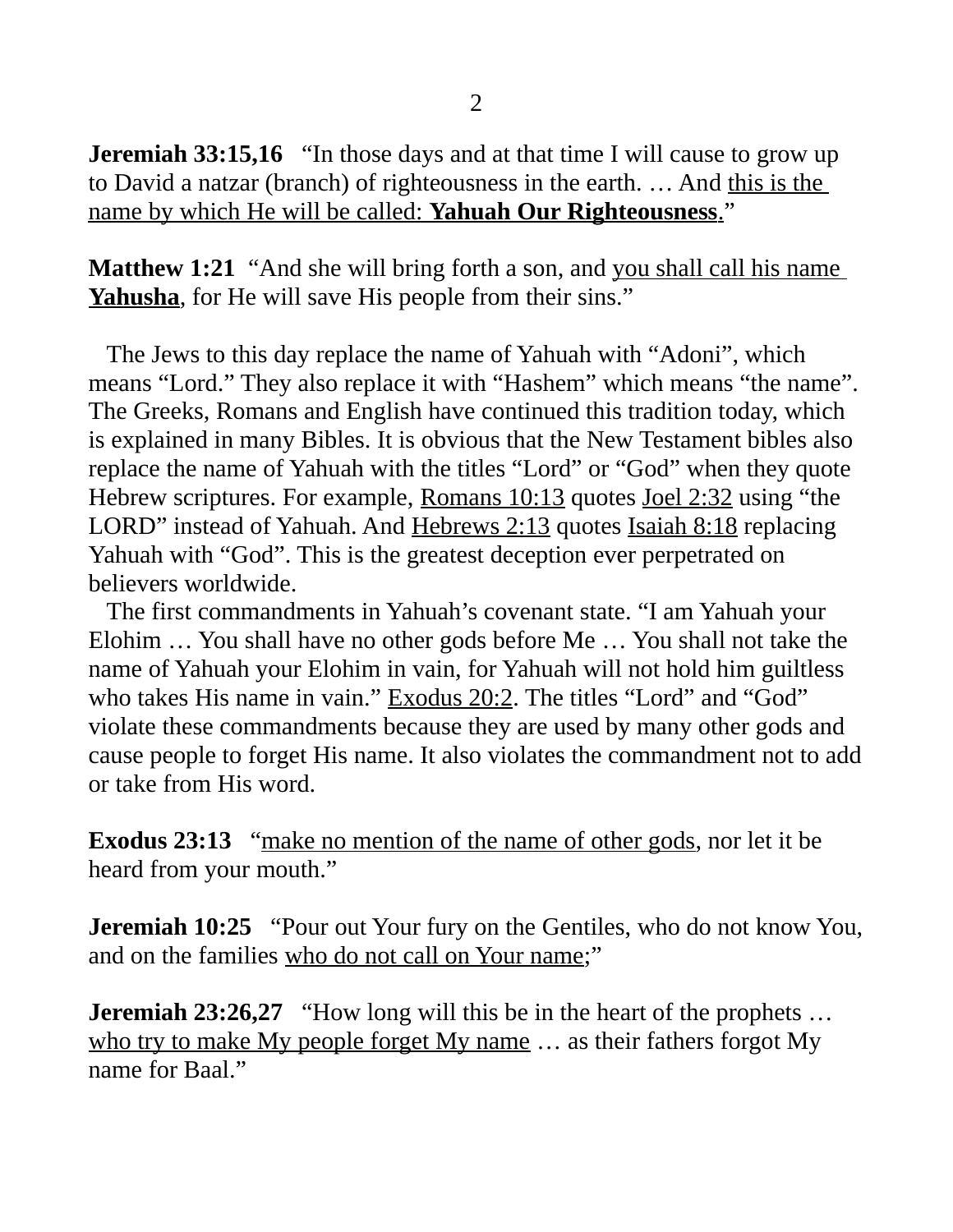**Jeremiah 33:15,16** “In those days and at that time I will cause to grow up to David a natzar (branch) of righteousness in the earth. … And this is the name by which He will be called: **Yahuah Our Righteousness**.”

**Matthew 1:21** “And she will bring forth a son, and you shall call his name **Yahusha**, for He will save His people from their sins.”

The Jews to this day replace the name of Yahuah with “Adoni”, which means “Lord.” They also replace it with “Hashem” which means “the name”. The Greeks, Romans and English have continued this tradition today, which is explained in many Bibles. It is obvious that the New Testament bibles also replace the name of Yahuah with the titles “Lord” or “God” when they quote Hebrew scriptures. For example, Romans 10:13 quotes Joel 2:32 using “the LORD” instead of Yahuah. And Hebrews 2:13 quotes Isaiah 8:18 replacing Yahuah with “God”. This is the greatest deception ever perpetrated on believers worldwide.

The first commandments in Yahuah’s covenant state. “I am Yahuah your Elohim … You shall have no other gods before Me … You shall not take the name of Yahuah your Elohim in vain, for Yahuah will not hold him guiltless who takes His name in vain.” Exodus 20:2. The titles “Lord” and “God” violate these commandments because they are used by many other gods and cause people to forget His name. It also violates the commandment not to add or take from His word.

**Exodus 23:13** “make no mention of the name of other gods, nor let it be heard from your mouth.”

**Jeremiah 10:25** “Pour out Your fury on the Gentiles, who do not know You, and on the families who do not call on Your name;”

**Jeremiah 23:26,27** “How long will this be in the heart of the prophets … who try to make My people forget My name … as their fathers forgot My name for Baal.”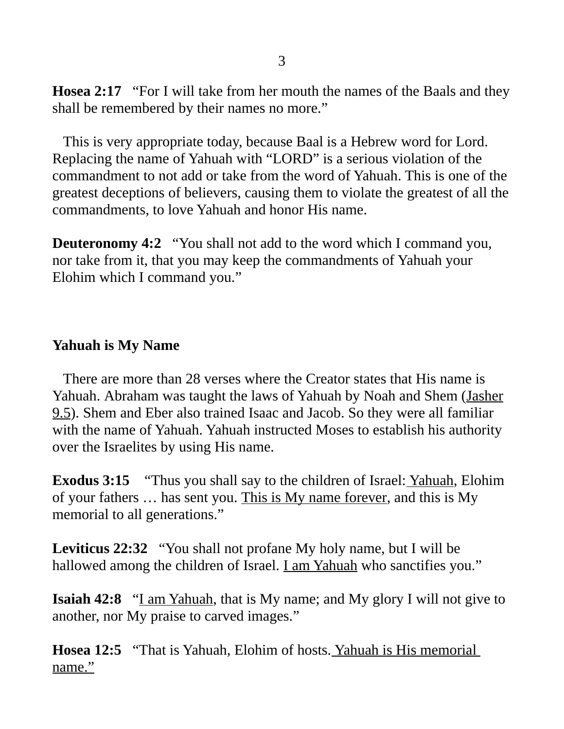**Hosea 2:17** "For I will take from her mouth the names of the Baals and they shall be remembered by their names no more."

This is very appropriate today, because Baal is a Hebrew word for Lord. Replacing the name of Yahuah with "LORD" is a serious violation of the commandment to not add or take from the word of Yahuah. This is one of the greatest deceptions of believers, causing them to violate the greatest of all the commandments, to love Yahuah and honor His name.

**Deuteronomy 4:2** "You shall not add to the word which I command you, nor take from it, that you may keep the commandments of Yahuah your Elohim which I command you."

**Yahuah is My Name**

There are more than 28 verses where the Creator states that His name is Yahuah. Abraham was taught the laws of Yahuah by Noah and Shem (<u>Jasher 9.5</u>). Shem and Eber also trained Isaac and Jacob. So they were all familiar with the name of Yahuah. Yahuah instructed Moses to establish his authority over the Israelites by using His name.

**Exodus 3:15** "Thus you shall say to the children of Israel: <u>Yahuah</u>, Elohim of your fathers … has sent you. <u>This is My name forever</u>, and this is My memorial to all generations."

**Leviticus 22:32** "You shall not profane My holy name, but I will be hallowed among the children of Israel. <u>I am Yahuah</u> who sanctifies you."

**Isaiah 42:8** "<u>I am Yahuah</u>, that is My name; and My glory I will not give to another, nor My praise to carved images."

**Hosea 12:5** "That is Yahuah, Elohim of hosts. <u>Yahuah is His memorial name."</u>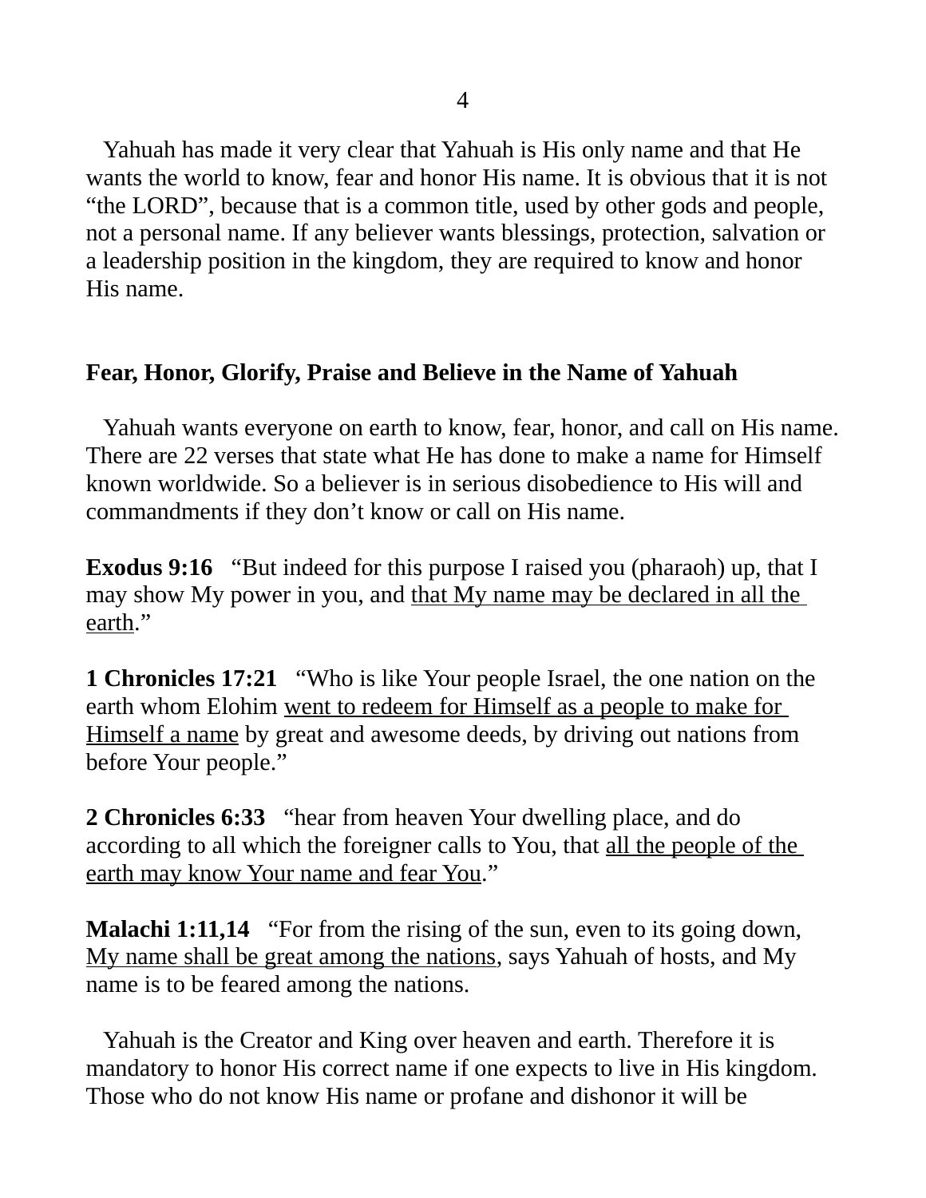Yahuah has made it very clear that Yahuah is His only name and that He wants the world to know, fear and honor His name. It is obvious that it is not “the LORD”, because that is a common title, used by other gods and people, not a personal name. If any believer wants blessings, protection, salvation or a leadership position in the kingdom, they are required to know and honor His name.

**Fear, Honor, Glorify, Praise and Believe in the Name of Yahuah**

Yahuah wants everyone on earth to know, fear, honor, and call on His name. There are 22 verses that state what He has done to make a name for Himself known worldwide. So a believer is in serious disobedience to His will and commandments if they don’t know or call on His name.

**Exodus 9:16** “But indeed for this purpose I raised you (pharaoh) up, that I may show My power in you, and <u>that My name may be declared in all the earth</u>.”

**1 Chronicles 17:21** “Who is like Your people Israel, the one nation on the earth whom Elohim <u>went to redeem for Himself as a people to make for Himself a name</u> by great and awesome deeds, by driving out nations from before Your people.”

**2 Chronicles 6:33** “hear from heaven Your dwelling place, and do according to all which the foreigner calls to You, that <u>all the people of the earth may know Your name and fear You</u>.”

**Malachi 1:11,14** “For from the rising of the sun, even to its going down, <u>My name shall be great among the nations</u>, says Yahuah of hosts, and My name is to be feared among the nations.

Yahuah is the Creator and King over heaven and earth. Therefore it is mandatory to honor His correct name if one expects to live in His kingdom. Those who do not know His name or profane and dishonor it will be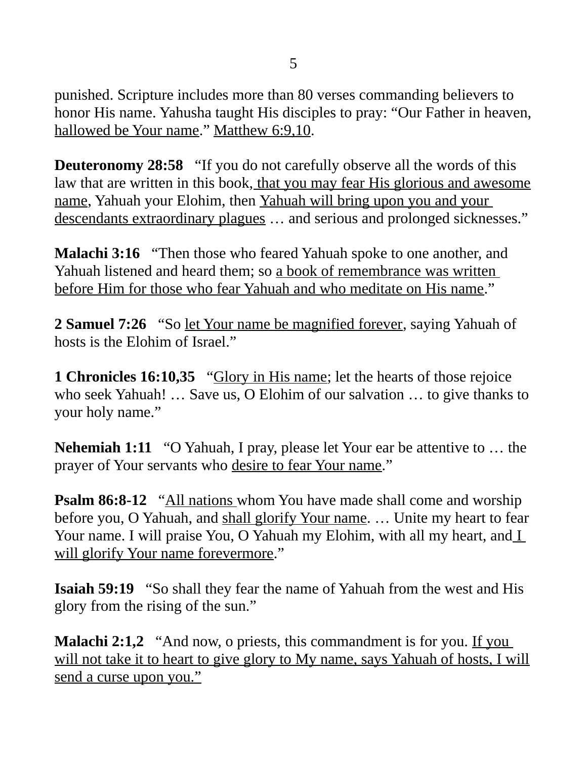punished. Scripture includes more than 80 verses commanding believers to honor His name. Yahusha taught His disciples to pray: "Our Father in heaven, <u>hallowed be Your name</u>." <u>Matthew 6:9,10</u>.

**Deuteronomy 28:58** "If you do not carefully observe all the words of this law that are written in this book, <u>that you may fear His glorious and awesome name</u>, Yahuah your Elohim, then <u>Yahuah will bring upon you and your descendants extraordinary plagues</u> … and serious and prolonged sicknesses."

**Malachi 3:16** "Then those who feared Yahuah spoke to one another, and Yahuah listened and heard them; so <u>a book of remembrance was written before Him for those who fear Yahuah and who meditate on His name</u>."

**2 Samuel 7:26** "So <u>let Your name be magnified forever</u>, saying Yahuah of hosts is the Elohim of Israel."

**1 Chronicles 16:10,35** "<u>Glory in His name</u>; let the hearts of those rejoice who seek Yahuah! … Save us, O Elohim of our salvation … to give thanks to your holy name."

**Nehemiah 1:11** "O Yahuah, I pray, please let Your ear be attentive to … the prayer of Your servants who <u>desire to fear Your name</u>."

**Psalm 86:8-12** "<u>All nations</u> whom You have made shall come and worship before you, O Yahuah, and <u>shall glorify Your name</u>. … Unite my heart to fear Your name. I will praise You, O Yahuah my Elohim, with all my heart, and <u>I will glorify Your name forevermore</u>."

**Isaiah 59:19** "So shall they fear the name of Yahuah from the west and His glory from the rising of the sun."

**Malachi 2:1,2** "And now, o priests, this commandment is for you. <u>If you will not take it to heart to give glory to My name, says Yahuah of hosts, I will send a curse upon you."</u>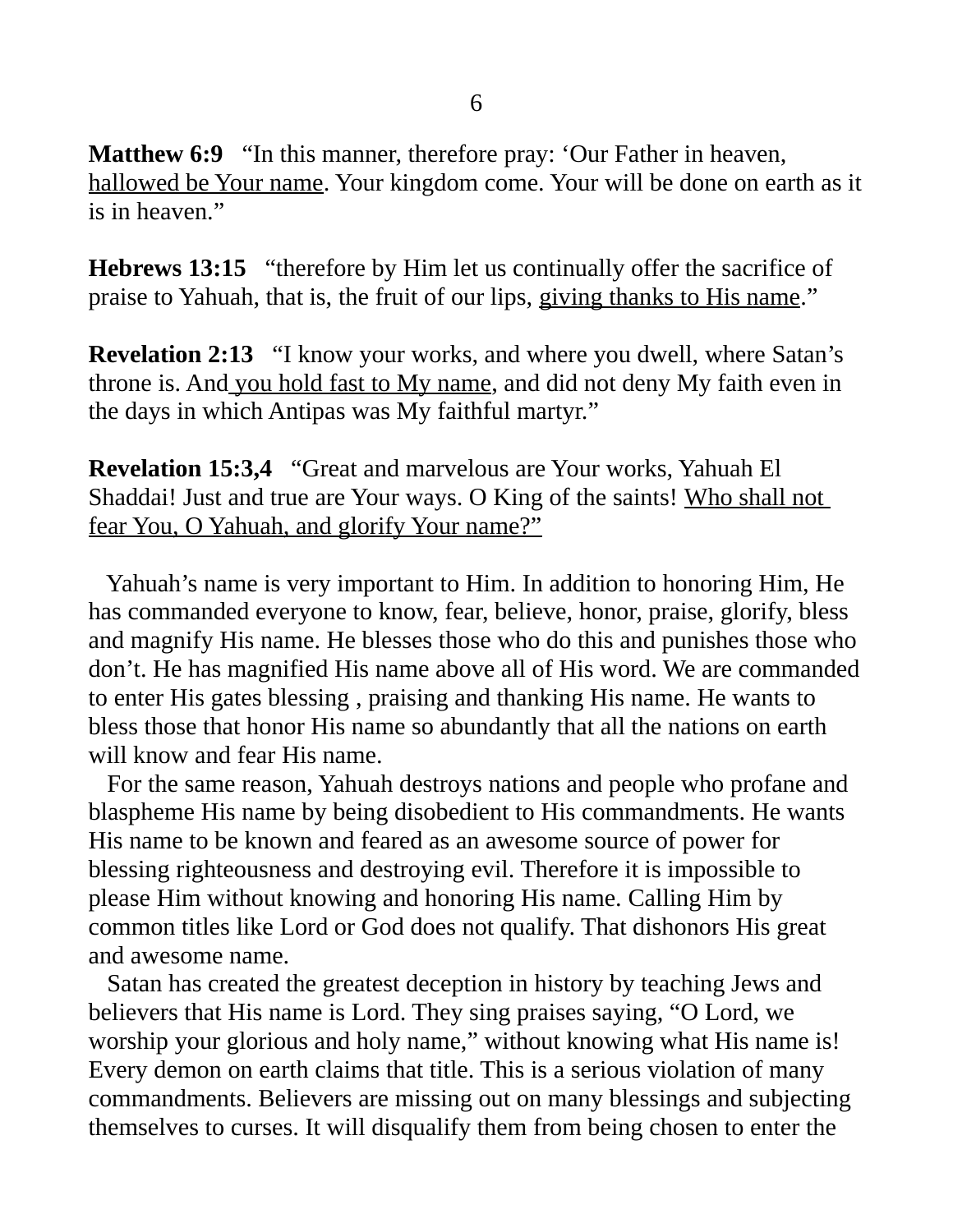**Matthew 6:9** "In this manner, therefore pray: 'Our Father in heaven, <u>hallowed be Your name</u>. Your kingdom come. Your will be done on earth as it is in heaven."

**Hebrews 13:15** "therefore by Him let us continually offer the sacrifice of praise to Yahuah, that is, the fruit of our lips, <u>giving thanks to His name</u>."

**Revelation 2:13** "I know your works, and where you dwell, where Satan's throne is. And <u>you hold fast to My name</u>, and did not deny My faith even in the days in which Antipas was My faithful martyr."

**Revelation 15:3,4** "Great and marvelous are Your works, Yahuah El Shaddai! Just and true are Your ways. O King of the saints! <u>Who shall not fear You, O Yahuah, and glorify Your name?"</u>

Yahuah's name is very important to Him. In addition to honoring Him, He has commanded everyone to know, fear, believe, honor, praise, glorify, bless and magnify His name. He blesses those who do this and punishes those who don't. He has magnified His name above all of His word. We are commanded to enter His gates blessing , praising and thanking His name. He wants to bless those that honor His name so abundantly that all the nations on earth will know and fear His name.

For the same reason, Yahuah destroys nations and people who profane and blaspheme His name by being disobedient to His commandments. He wants His name to be known and feared as an awesome source of power for blessing righteousness and destroying evil. Therefore it is impossible to please Him without knowing and honoring His name. Calling Him by common titles like Lord or God does not qualify. That dishonors His great and awesome name.

Satan has created the greatest deception in history by teaching Jews and believers that His name is Lord. They sing praises saying, "O Lord, we worship your glorious and holy name," without knowing what His name is! Every demon on earth claims that title. This is a serious violation of many commandments. Believers are missing out on many blessings and subjecting themselves to curses. It will disqualify them from being chosen to enter the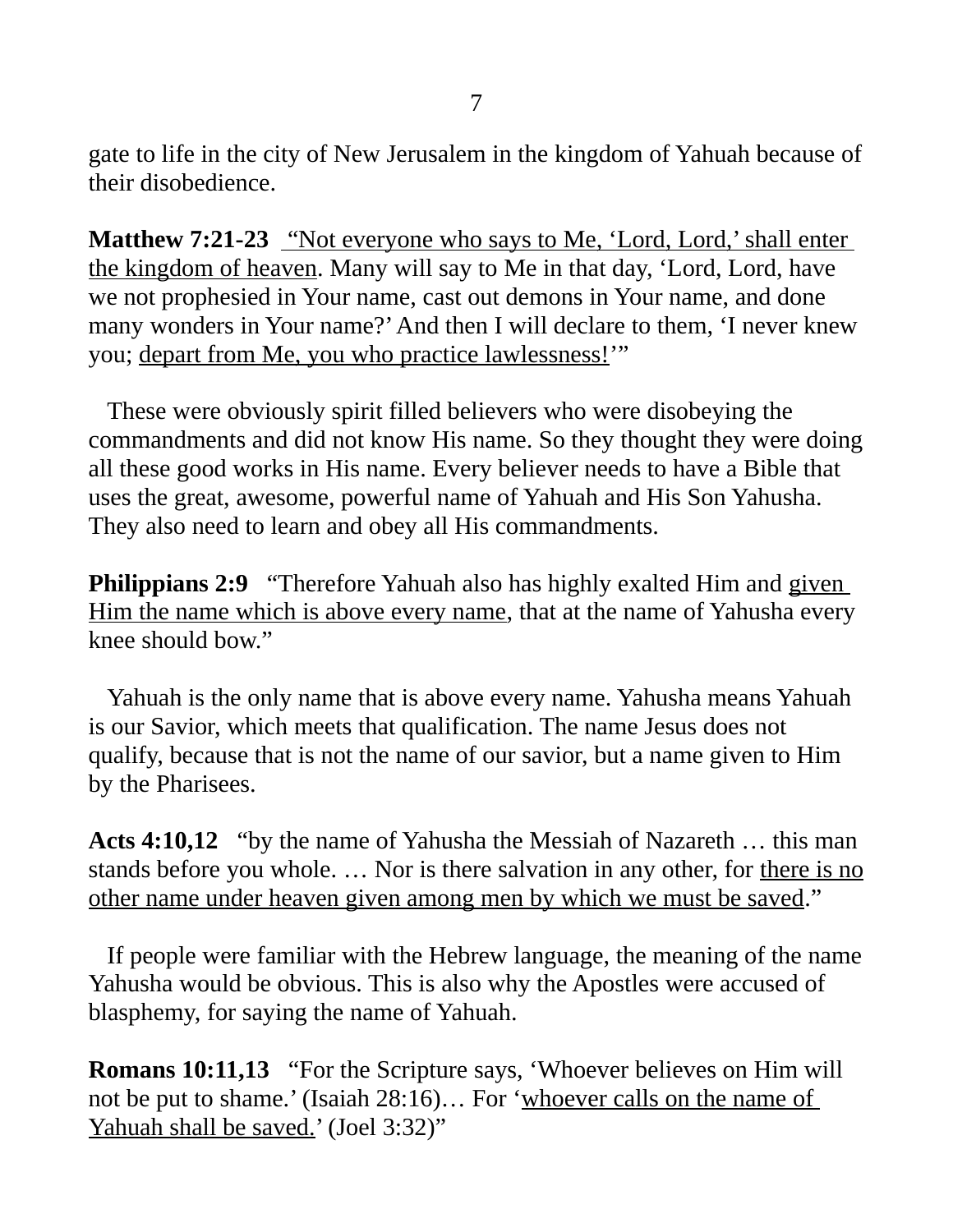gate to life in the city of New Jerusalem in the kingdom of Yahuah because of their disobedience.

**Matthew 7:21-23** <u>“Not everyone who says to Me, ‘Lord, Lord,’ shall enter the kingdom of heaven</u>. Many will say to Me in that day, ‘Lord, Lord, have we not prophesied in Your name, cast out demons in Your name, and done many wonders in Your name?’ And then I will declare to them, ‘I never knew you; <u>depart from Me, you who practice lawlessness!</u>’”

These were obviously spirit filled believers who were disobeying the commandments and did not know His name. So they thought they were doing all these good works in His name. Every believer needs to have a Bible that uses the great, awesome, powerful name of Yahuah and His Son Yahusha. They also need to learn and obey all His commandments.

**Philippians 2:9** “Therefore Yahuah also has highly exalted Him and <u>given Him the name which is above every name</u>, that at the name of Yahusha every knee should bow.”

Yahuah is the only name that is above every name. Yahusha means Yahuah is our Savior, which meets that qualification. The name Jesus does not qualify, because that is not the name of our savior, but a name given to Him by the Pharisees.

**Acts 4:10,12** “by the name of Yahusha the Messiah of Nazareth … this man stands before you whole. … Nor is there salvation in any other, for <u>there is no other name under heaven given among men by which we must be saved</u>.”

If people were familiar with the Hebrew language, the meaning of the name Yahusha would be obvious. This is also why the Apostles were accused of blasphemy, for saying the name of Yahuah.

**Romans 10:11,13** “For the Scripture says, ‘Whoever believes on Him will not be put to shame.’ (Isaiah 28:16)… For ‘<u>whoever calls on the name of Yahuah shall be saved.</u>’ (Joel 3:32)”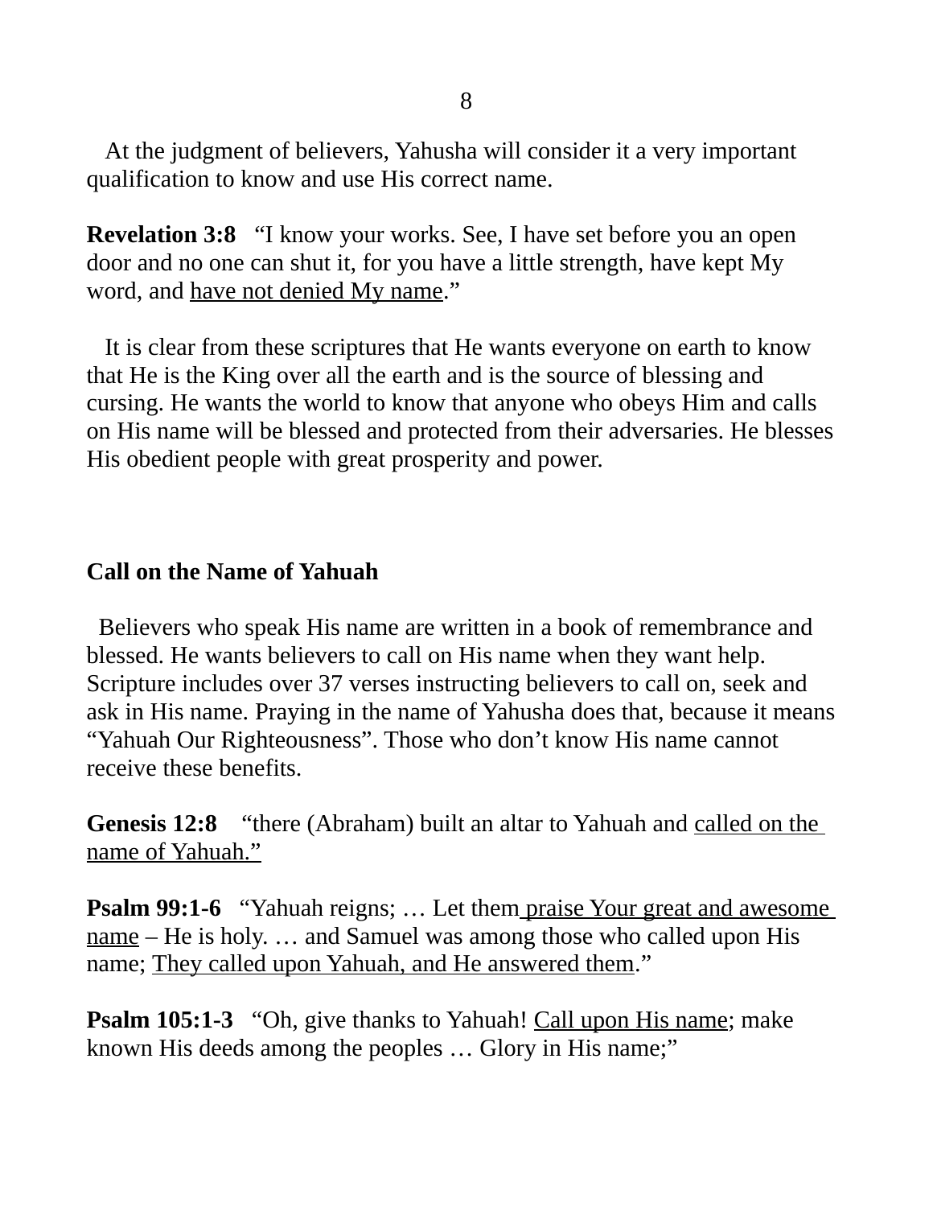At the judgment of believers, Yahusha will consider it a very important qualification to know and use His correct name.

**Revelation 3:8** "I know your works. See, I have set before you an open door and no one can shut it, for you have a little strength, have kept My word, and <u>have not denied My name</u>."

It is clear from these scriptures that He wants everyone on earth to know that He is the King over all the earth and is the source of blessing and cursing. He wants the world to know that anyone who obeys Him and calls on His name will be blessed and protected from their adversaries. He blesses His obedient people with great prosperity and power.

## Call on the Name of Yahuah

Believers who speak His name are written in a book of remembrance and blessed. He wants believers to call on His name when they want help. Scripture includes over 37 verses instructing believers to call on, seek and ask in His name. Praying in the name of Yahusha does that, because it means "Yahuah Our Righteousness". Those who don't know His name cannot receive these benefits.

**Genesis 12:8** "there (Abraham) built an altar to Yahuah and <u>called on the name of Yahuah."</u>

**Psalm 99:1-6** "Yahuah reigns; … Let them <u>praise Your great and awesome name</u> – He is holy. … and Samuel was among those who called upon His name; <u>They called upon Yahuah, and He answered them</u>."

**Psalm 105:1-3** "Oh, give thanks to Yahuah! <u>Call upon His name</u>; make known His deeds among the peoples … Glory in His name;"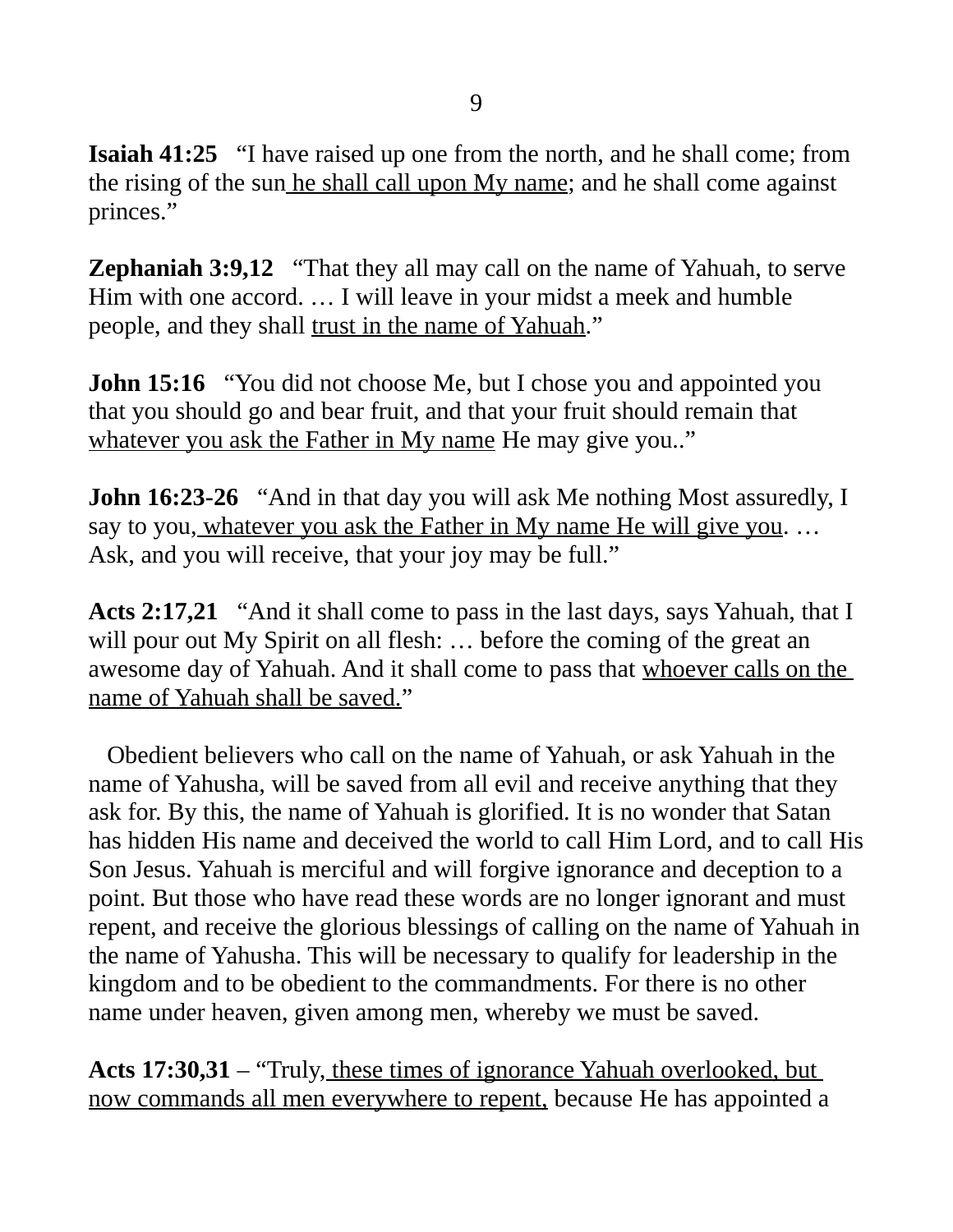**Isaiah 41:25** “I have raised up one from the north, and he shall come; from the rising of the sun <u>he shall call upon My name</u>; and he shall come against princes.”

**Zephaniah 3:9,12** “That they all may call on the name of Yahuah, to serve Him with one accord. … I will leave in your midst a meek and humble people, and they shall <u>trust in the name of Yahuah</u>.”

**John 15:16** “You did not choose Me, but I chose you and appointed you that you should go and bear fruit, and that your fruit should remain that <u>whatever you ask the Father in My name</u> He may give you..”

**John 16:23-26** “And in that day you will ask Me nothing Most assuredly, I say to you, <u>whatever you ask the Father in My name He will give you</u>. … Ask, and you will receive, that your joy may be full.”

**Acts 2:17,21** “And it shall come to pass in the last days, says Yahuah, that I will pour out My Spirit on all flesh: … before the coming of the great an awesome day of Yahuah. And it shall come to pass that <u>whoever calls on the name of Yahuah shall be saved.</u>”

Obedient believers who call on the name of Yahuah, or ask Yahuah in the name of Yahusha, will be saved from all evil and receive anything that they ask for. By this, the name of Yahuah is glorified. It is no wonder that Satan has hidden His name and deceived the world to call Him Lord, and to call His Son Jesus. Yahuah is merciful and will forgive ignorance and deception to a point. But those who have read these words are no longer ignorant and must repent, and receive the glorious blessings of calling on the name of Yahuah in the name of Yahusha. This will be necessary to qualify for leadership in the kingdom and to be obedient to the commandments. For there is no other name under heaven, given among men, whereby we must be saved.

**Acts 17:30,31** – “Truly, <u>these times of ignorance Yahuah overlooked, but now commands all men everywhere to repent,</u> because He has appointed a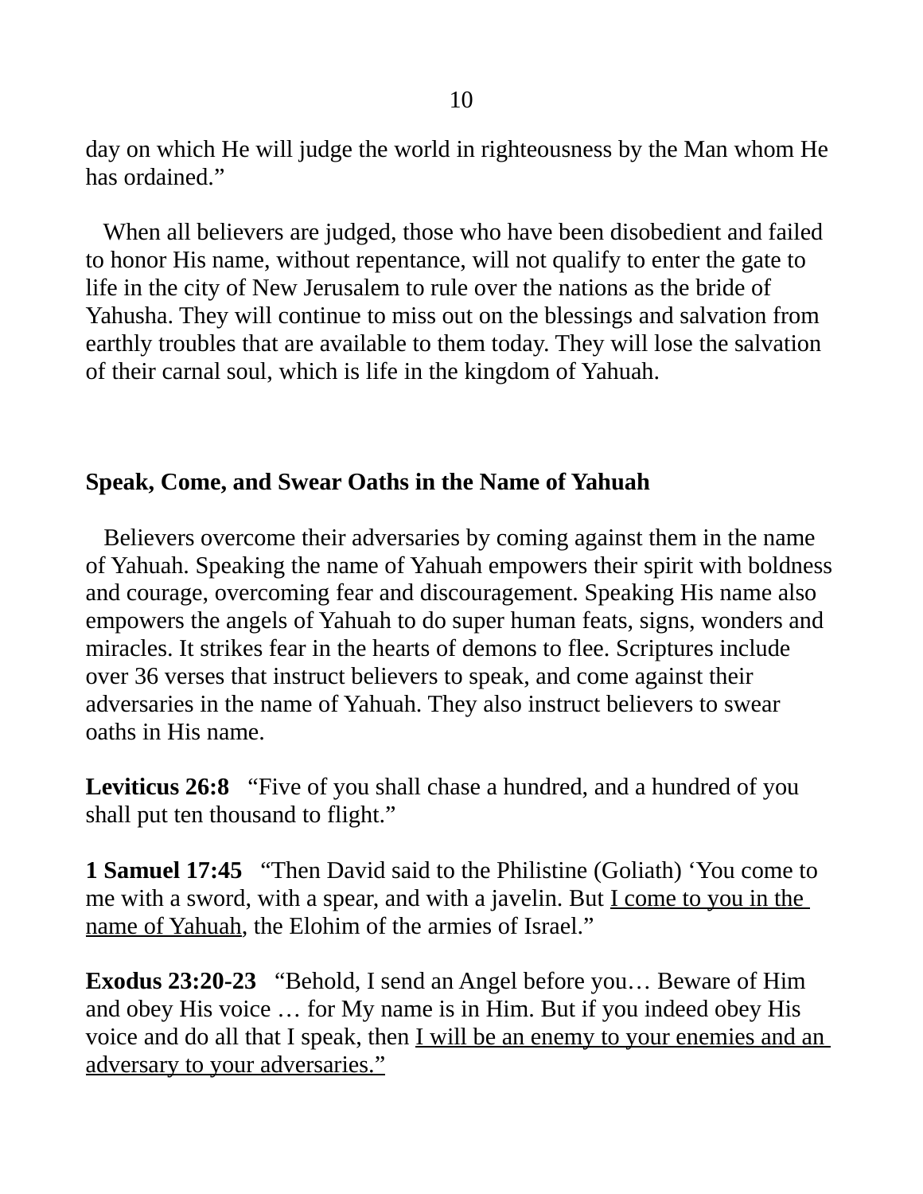day on which He will judge the world in righteousness by the Man whom He has ordained."

When all believers are judged, those who have been disobedient and failed to honor His name, without repentance, will not qualify to enter the gate to life in the city of New Jerusalem to rule over the nations as the bride of Yahusha. They will continue to miss out on the blessings and salvation from earthly troubles that are available to them today. They will lose the salvation of their carnal soul, which is life in the kingdom of Yahuah.

**Speak, Come, and Swear Oaths in the Name of Yahuah**

Believers overcome their adversaries by coming against them in the name of Yahuah. Speaking the name of Yahuah empowers their spirit with boldness and courage, overcoming fear and discouragement. Speaking His name also empowers the angels of Yahuah to do super human feats, signs, wonders and miracles. It strikes fear in the hearts of demons to flee. Scriptures include over 36 verses that instruct believers to speak, and come against their adversaries in the name of Yahuah. They also instruct believers to swear oaths in His name.

**Leviticus 26:8** "Five of you shall chase a hundred, and a hundred of you shall put ten thousand to flight."

**1 Samuel 17:45** "Then David said to the Philistine (Goliath) 'You come to me with a sword, with a spear, and with a javelin. But <u>I come to you in the name of Yahuah</u>, the Elohim of the armies of Israel."

**Exodus 23:20-23** "Behold, I send an Angel before you… Beware of Him and obey His voice … for My name is in Him. But if you indeed obey His voice and do all that I speak, then <u>I will be an enemy to your enemies and an adversary to your adversaries."</u>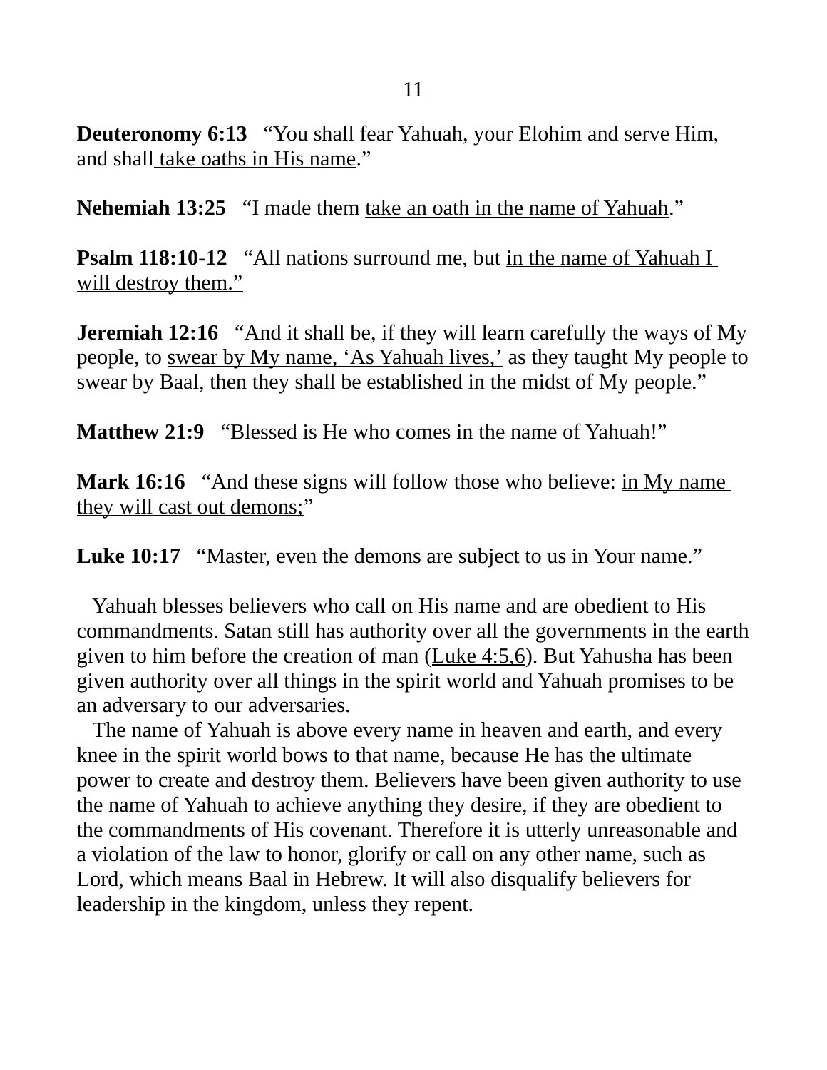**Deuteronomy 6:13** “You shall fear Yahuah, your Elohim and serve Him, and shall <u>take oaths in His name</u>.”

**Nehemiah 13:25** “I made them <u>take an oath in the name of Yahuah</u>.”

**Psalm 118:10-12** “All nations surround me, but <u>in the name of Yahuah I will destroy them.”</u>

**Jeremiah 12:16** “And it shall be, if they will learn carefully the ways of My people, to <u>swear by My name, ‘As Yahuah lives,’</u> as they taught My people to swear by Baal, then they shall be established in the midst of My people.”

**Matthew 21:9** “Blessed is He who comes in the name of Yahuah!”

**Mark 16:16** “And these signs will follow those who believe: <u>in My name they will cast out demons;</u>”

**Luke 10:17** “Master, even the demons are subject to us in Your name.”

Yahuah blesses believers who call on His name and are obedient to His commandments. Satan still has authority over all the governments in the earth given to him before the creation of man (<u>Luke 4:5,6</u>). But Yahusha has been given authority over all things in the spirit world and Yahuah promises to be an adversary to our adversaries.

The name of Yahuah is above every name in heaven and earth, and every knee in the spirit world bows to that name, because He has the ultimate power to create and destroy them. Believers have been given authority to use the name of Yahuah to achieve anything they desire, if they are obedient to the commandments of His covenant. Therefore it is utterly unreasonable and a violation of the law to honor, glorify or call on any other name, such as Lord, which means Baal in Hebrew. It will also disqualify believers for leadership in the kingdom, unless they repent.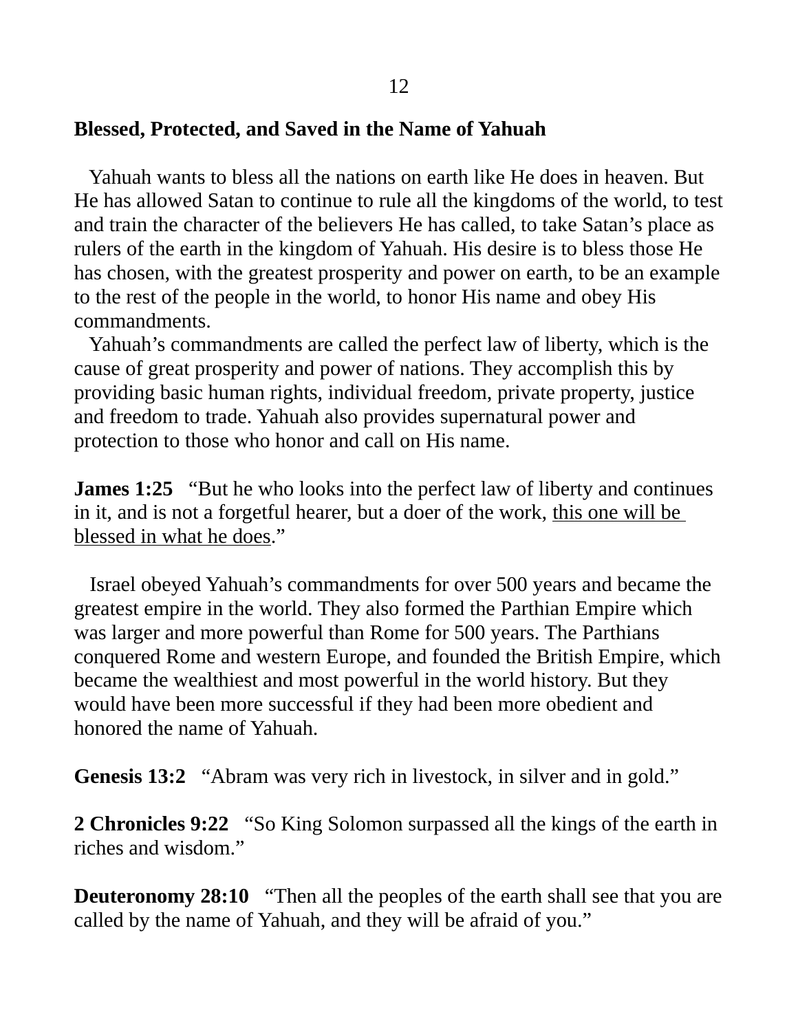## Blessed, Protected, and Saved in the Name of Yahuah

Yahuah wants to bless all the nations on earth like He does in heaven. But He has allowed Satan to continue to rule all the kingdoms of the world, to test and train the character of the believers He has called, to take Satan's place as rulers of the earth in the kingdom of Yahuah. His desire is to bless those He has chosen, with the greatest prosperity and power on earth, to be an example to the rest of the people in the world, to honor His name and obey His commandments.

Yahuah's commandments are called the perfect law of liberty, which is the cause of great prosperity and power of nations. They accomplish this by providing basic human rights, individual freedom, private property, justice and freedom to trade. Yahuah also provides supernatural power and protection to those who honor and call on His name.

**James 1:25** "But he who looks into the perfect law of liberty and continues in it, and is not a forgetful hearer, but a doer of the work, <u>this one will be blessed in what he does</u>."

Israel obeyed Yahuah's commandments for over 500 years and became the greatest empire in the world. They also formed the Parthian Empire which was larger and more powerful than Rome for 500 years. The Parthians conquered Rome and western Europe, and founded the British Empire, which became the wealthiest and most powerful in the world history. But they would have been more successful if they had been more obedient and honored the name of Yahuah.

**Genesis 13:2** "Abram was very rich in livestock, in silver and in gold."

**2 Chronicles 9:22** "So King Solomon surpassed all the kings of the earth in riches and wisdom."

**Deuteronomy 28:10** "Then all the peoples of the earth shall see that you are called by the name of Yahuah, and they will be afraid of you."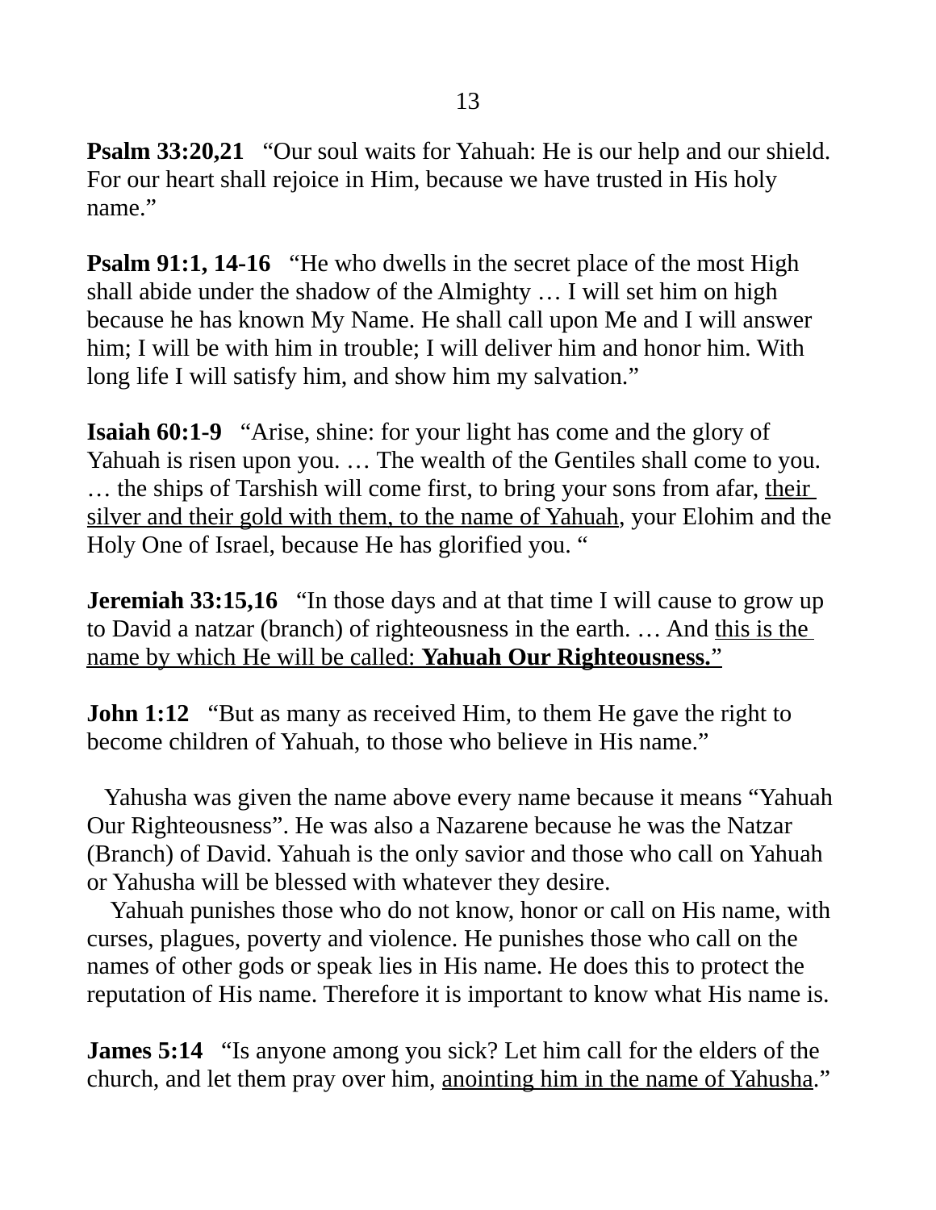**Psalm 33:20,21** "Our soul waits for Yahuah: He is our help and our shield. For our heart shall rejoice in Him, because we have trusted in His holy name."

**Psalm 91:1, 14-16** "He who dwells in the secret place of the most High shall abide under the shadow of the Almighty … I will set him on high because he has known My Name. He shall call upon Me and I will answer him; I will be with him in trouble; I will deliver him and honor him. With long life I will satisfy him, and show him my salvation."

**Isaiah 60:1-9** "Arise, shine: for your light has come and the glory of Yahuah is risen upon you. … The wealth of the Gentiles shall come to you. … the ships of Tarshish will come first, to bring your sons from afar, <u>their silver and their gold with them, to the name of Yahuah</u>, your Elohim and the Holy One of Israel, because He has glorified you. "

**Jeremiah 33:15,16** "In those days and at that time I will cause to grow up to David a natzar (branch) of righteousness in the earth. … And <u>this is the name by which He will be called: **Yahuah Our Righteousness.**"</u>

**John 1:12** "But as many as received Him, to them He gave the right to become children of Yahuah, to those who believe in His name."

Yahusha was given the name above every name because it means "Yahuah Our Righteousness". He was also a Nazarene because he was the Natzar (Branch) of David. Yahuah is the only savior and those who call on Yahuah or Yahusha will be blessed with whatever they desire.

Yahuah punishes those who do not know, honor or call on His name, with curses, plagues, poverty and violence. He punishes those who call on the names of other gods or speak lies in His name. He does this to protect the reputation of His name. Therefore it is important to know what His name is.

**James 5:14** "Is anyone among you sick? Let him call for the elders of the church, and let them pray over him, <u>anointing him in the name of Yahusha</u>."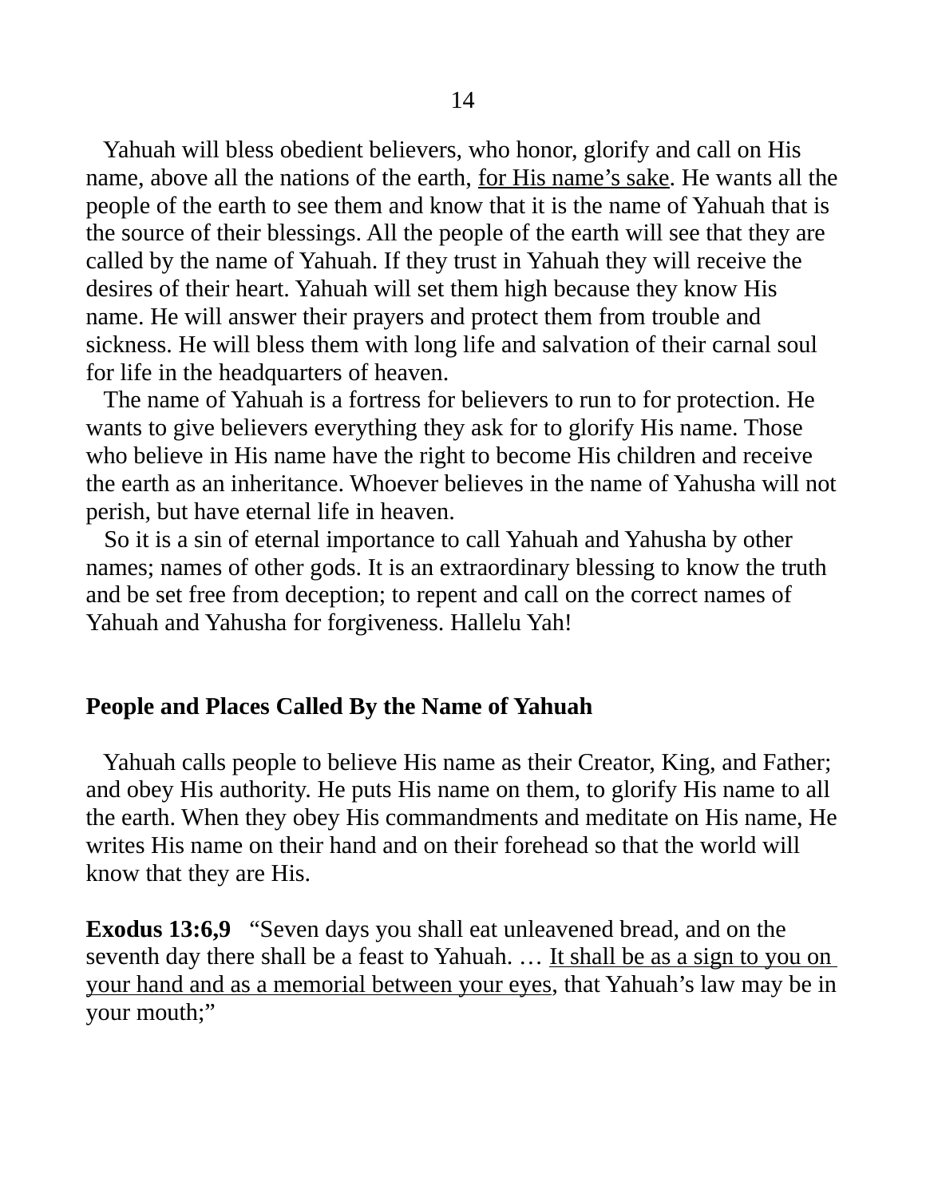Yahuah will bless obedient believers, who honor, glorify and call on His name, above all the nations of the earth, <u>for His name's sake</u>. He wants all the people of the earth to see them and know that it is the name of Yahuah that is the source of their blessings. All the people of the earth will see that they are called by the name of Yahuah. If they trust in Yahuah they will receive the desires of their heart. Yahuah will set them high because they know His name. He will answer their prayers and protect them from trouble and sickness. He will bless them with long life and salvation of their carnal soul for life in the headquarters of heaven.

The name of Yahuah is a fortress for believers to run to for protection. He wants to give believers everything they ask for to glorify His name. Those who believe in His name have the right to become His children and receive the earth as an inheritance. Whoever believes in the name of Yahusha will not perish, but have eternal life in heaven.

So it is a sin of eternal importance to call Yahuah and Yahusha by other names; names of other gods. It is an extraordinary blessing to know the truth and be set free from deception; to repent and call on the correct names of Yahuah and Yahusha for forgiveness. Hallelu Yah!

## People and Places Called By the Name of Yahuah

Yahuah calls people to believe His name as their Creator, King, and Father; and obey His authority. He puts His name on them, to glorify His name to all the earth. When they obey His commandments and meditate on His name, He writes His name on their hand and on their forehead so that the world will know that they are His.

**Exodus 13:6,9** "Seven days you shall eat unleavened bread, and on the seventh day there shall be a feast to Yahuah. … <u>It shall be as a sign to you on your hand and as a memorial between your eyes</u>, that Yahuah's law may be in your mouth;"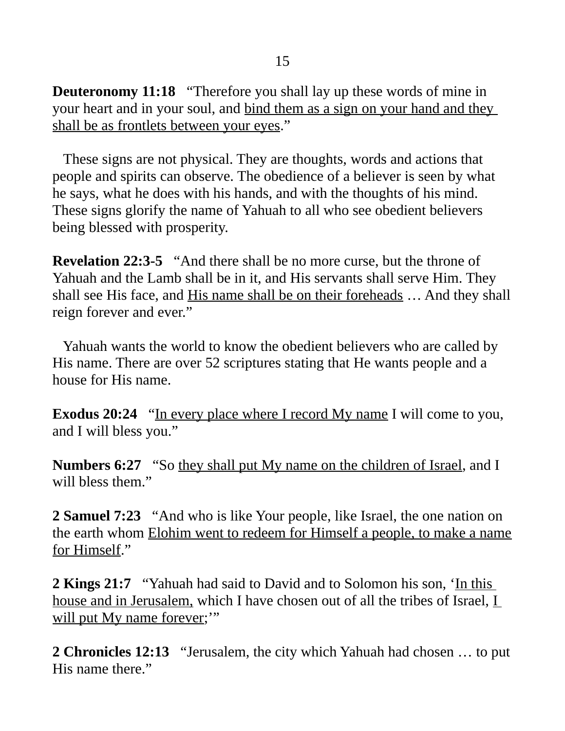**Deuteronomy 11:18** “Therefore you shall lay up these words of mine in your heart and in your soul, and <u>bind them as a sign on your hand and they shall be as frontlets between your eyes</u>.”

These signs are not physical. They are thoughts, words and actions that people and spirits can observe. The obedience of a believer is seen by what he says, what he does with his hands, and with the thoughts of his mind. These signs glorify the name of Yahuah to all who see obedient believers being blessed with prosperity.

**Revelation 22:3-5** “And there shall be no more curse, but the throne of Yahuah and the Lamb shall be in it, and His servants shall serve Him. They shall see His face, and <u>His name shall be on their foreheads</u> … And they shall reign forever and ever.”

Yahuah wants the world to know the obedient believers who are called by His name. There are over 52 scriptures stating that He wants people and a house for His name.

**Exodus 20:24** “<u>In every place where I record My name</u> I will come to you, and I will bless you.”

**Numbers 6:27** “So <u>they shall put My name on the children of Israel</u>, and I will bless them.”

**2 Samuel 7:23** “And who is like Your people, like Israel, the one nation on the earth whom <u>Elohim went to redeem for Himself a people, to make a name for Himself</u>.”

**2 Kings 21:7** “Yahuah had said to David and to Solomon his son, ‘<u>In this house and in Jerusalem,</u> which I have chosen out of all the tribes of Israel, <u>I will put My name forever</u>;’”

**2 Chronicles 12:13** “Jerusalem, the city which Yahuah had chosen … to put His name there.”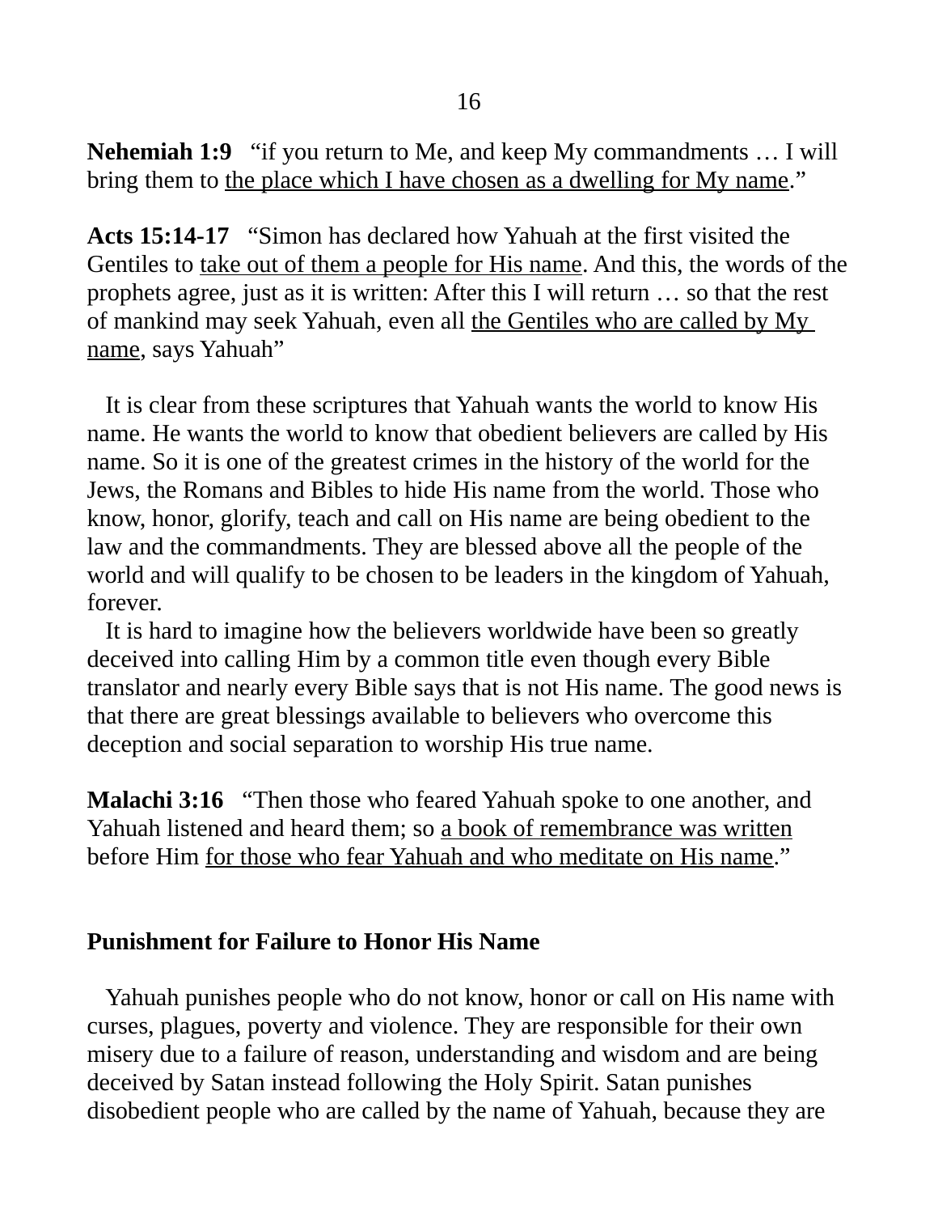**Nehemiah 1:9** "if you return to Me, and keep My commandments … I will bring them to the place which I have chosen as a dwelling for My name."

**Acts 15:14-17** "Simon has declared how Yahuah at the first visited the Gentiles to take out of them a people for His name. And this, the words of the prophets agree, just as it is written: After this I will return … so that the rest of mankind may seek Yahuah, even all the Gentiles who are called by My name, says Yahuah"

It is clear from these scriptures that Yahuah wants the world to know His name. He wants the world to know that obedient believers are called by His name. So it is one of the greatest crimes in the history of the world for the Jews, the Romans and Bibles to hide His name from the world. Those who know, honor, glorify, teach and call on His name are being obedient to the law and the commandments. They are blessed above all the people of the world and will qualify to be chosen to be leaders in the kingdom of Yahuah, forever.

It is hard to imagine how the believers worldwide have been so greatly deceived into calling Him by a common title even though every Bible translator and nearly every Bible says that is not His name. The good news is that there are great blessings available to believers who overcome this deception and social separation to worship His true name.

**Malachi 3:16** "Then those who feared Yahuah spoke to one another, and Yahuah listened and heard them; so a book of remembrance was written before Him for those who fear Yahuah and who meditate on His name."

## Punishment for Failure to Honor His Name

Yahuah punishes people who do not know, honor or call on His name with curses, plagues, poverty and violence. They are responsible for their own misery due to a failure of reason, understanding and wisdom and are being deceived by Satan instead following the Holy Spirit. Satan punishes disobedient people who are called by the name of Yahuah, because they are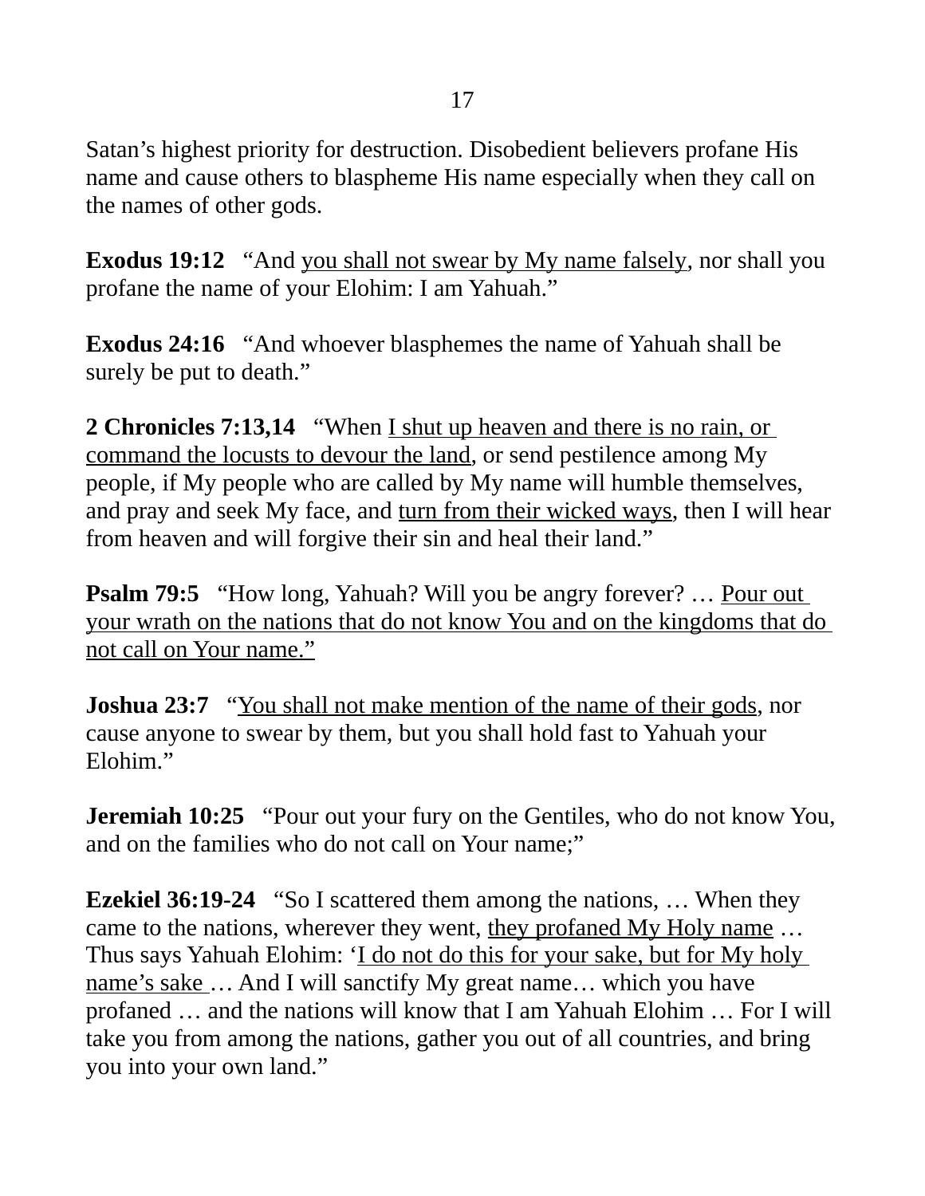Satan's highest priority for destruction. Disobedient believers profane His name and cause others to blaspheme His name especially when they call on the names of other gods.

**Exodus 19:12** "And <u>you shall not swear by My name falsely</u>, nor shall you profane the name of your Elohim: I am Yahuah."

**Exodus 24:16** "And whoever blasphemes the name of Yahuah shall be surely be put to death."

**2 Chronicles 7:13,14** "When <u>I shut up heaven and there is no rain, or command the locusts to devour the land</u>, or send pestilence among My people, if My people who are called by My name will humble themselves, and pray and seek My face, and <u>turn from their wicked ways</u>, then I will hear from heaven and will forgive their sin and heal their land."

**Psalm 79:5** "How long, Yahuah? Will you be angry forever? … <u>Pour out your wrath on the nations that do not know You and on the kingdoms that do not call on Your name."</u>

**Joshua 23:7** "<u>You shall not make mention of the name of their gods</u>, nor cause anyone to swear by them, but you shall hold fast to Yahuah your Elohim."

**Jeremiah 10:25** "Pour out your fury on the Gentiles, who do not know You, and on the families who do not call on Your name;"

**Ezekiel 36:19-24** "So I scattered them among the nations, … When they came to the nations, wherever they went, <u>they profaned My Holy name</u> … Thus says Yahuah Elohim: '<u>I do not do this for your sake, but for My holy name's sake</u> … And I will sanctify My great name… which you have profaned … and the nations will know that I am Yahuah Elohim … For I will take you from among the nations, gather you out of all countries, and bring you into your own land."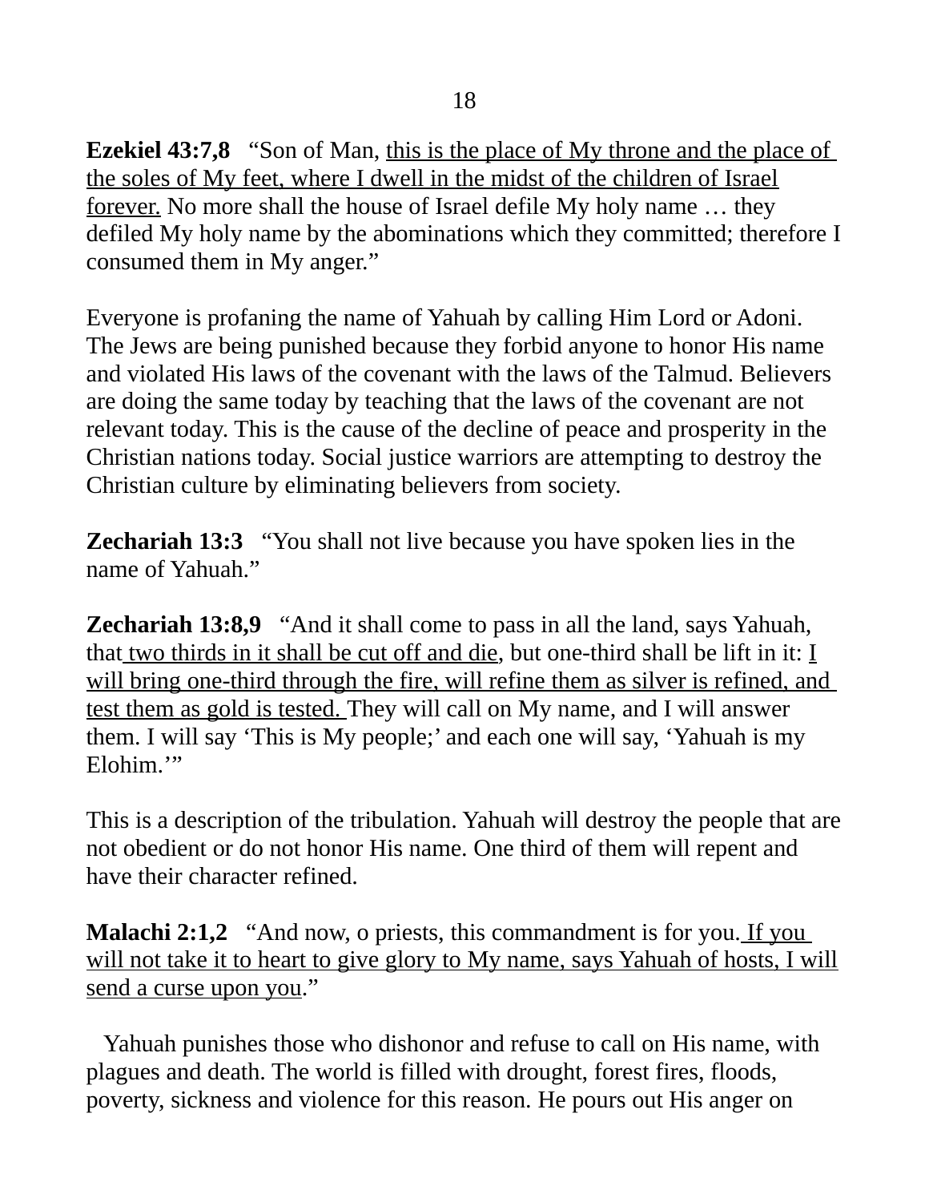**Ezekiel 43:7,8** "Son of Man, <u>this is the place of My throne and the place of the soles of My feet, where I dwell in the midst of the children of Israel forever.</u> No more shall the house of Israel defile My holy name … they defiled My holy name by the abominations which they committed; therefore I consumed them in My anger."

Everyone is profaning the name of Yahuah by calling Him Lord or Adoni. The Jews are being punished because they forbid anyone to honor His name and violated His laws of the covenant with the laws of the Talmud. Believers are doing the same today by teaching that the laws of the covenant are not relevant today. This is the cause of the decline of peace and prosperity in the Christian nations today. Social justice warriors are attempting to destroy the Christian culture by eliminating believers from society.

**Zechariah 13:3** "You shall not live because you have spoken lies in the name of Yahuah."

**Zechariah 13:8,9** "And it shall come to pass in all the land, says Yahuah, that <u>two thirds in it shall be cut off and die</u>, but one-third shall be lift in it: <u>I will bring one-third through the fire, will refine them as silver is refined, and test them as gold is tested.</u> They will call on My name, and I will answer them. I will say 'This is My people;' and each one will say, 'Yahuah is my Elohim.'"

This is a description of the tribulation. Yahuah will destroy the people that are not obedient or do not honor His name. One third of them will repent and have their character refined.

**Malachi 2:1,2** "And now, o priests, this commandment is for you. <u>If you will not take it to heart to give glory to My name, says Yahuah of hosts, I will send a curse upon you</u>."

Yahuah punishes those who dishonor and refuse to call on His name, with plagues and death. The world is filled with drought, forest fires, floods, poverty, sickness and violence for this reason. He pours out His anger on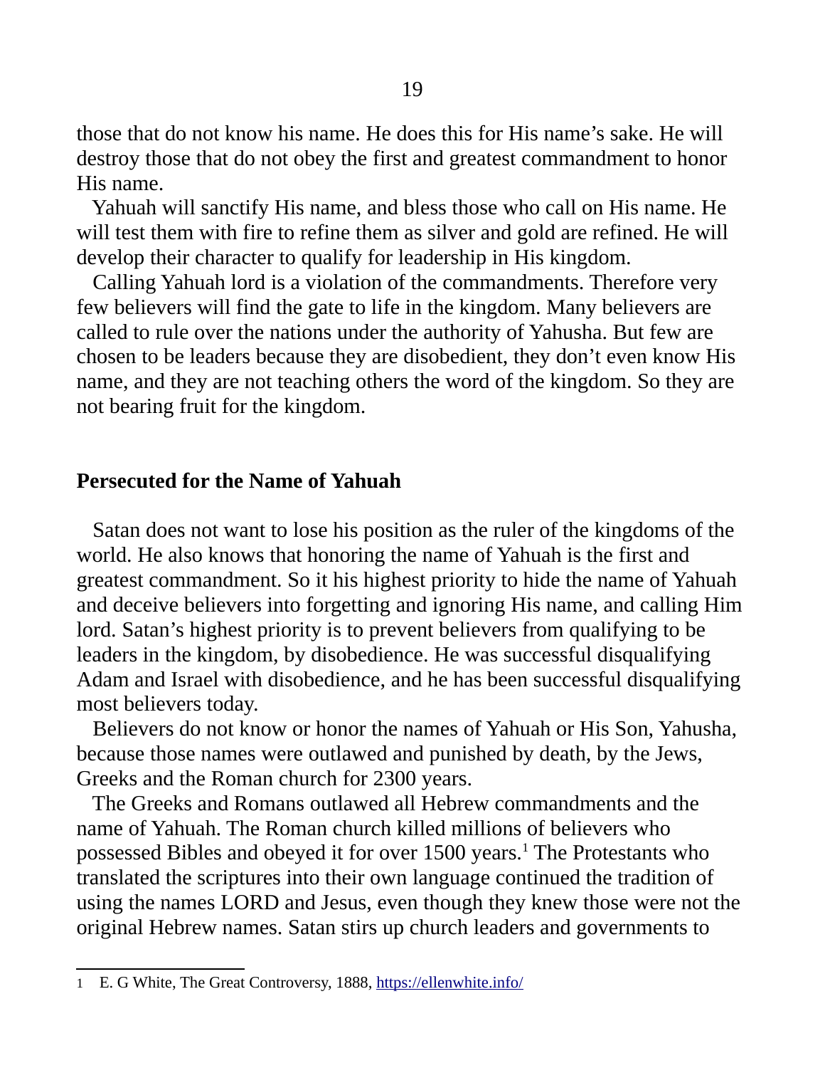those that do not know his name. He does this for His name's sake. He will destroy those that do not obey the first and greatest commandment to honor His name.

Yahuah will sanctify His name, and bless those who call on His name. He will test them with fire to refine them as silver and gold are refined. He will develop their character to qualify for leadership in His kingdom.

Calling Yahuah lord is a violation of the commandments. Therefore very few believers will find the gate to life in the kingdom. Many believers are called to rule over the nations under the authority of Yahusha. But few are chosen to be leaders because they are disobedient, they don't even know His name, and they are not teaching others the word of the kingdom. So they are not bearing fruit for the kingdom.

## Persecuted for the Name of Yahuah

Satan does not want to lose his position as the ruler of the kingdoms of the world. He also knows that honoring the name of Yahuah is the first and greatest commandment. So it his highest priority to hide the name of Yahuah and deceive believers into forgetting and ignoring His name, and calling Him lord. Satan's highest priority is to prevent believers from qualifying to be leaders in the kingdom, by disobedience. He was successful disqualifying Adam and Israel with disobedience, and he has been successful disqualifying most believers today.

Believers do not know or honor the names of Yahuah or His Son, Yahusha, because those names were outlawed and punished by death, by the Jews, Greeks and the Roman church for 2300 years.

The Greeks and Romans outlawed all Hebrew commandments and the name of Yahuah. The Roman church killed millions of believers who possessed Bibles and obeyed it for over 1500 years.[1] The Protestants who translated the scriptures into their own language continued the tradition of using the names LORD and Jesus, even though they knew those were not the original Hebrew names. Satan stirs up church leaders and governments to

---

1 E. G White, The Great Controversy, 1888, https://ellenwhite.info/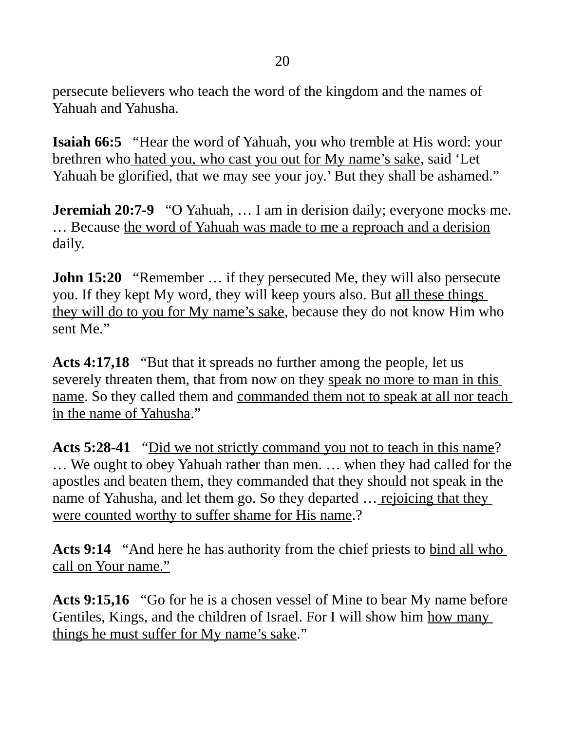persecute believers who teach the word of the kingdom and the names of Yahuah and Yahusha.

**Isaiah 66:5** “Hear the word of Yahuah, you who tremble at His word: your brethren who hated you, who cast you out for My name’s sake, said ‘Let Yahuah be glorified, that we may see your joy.’ But they shall be ashamed.”

**Jeremiah 20:7-9** “O Yahuah, … I am in derision daily; everyone mocks me. … Because the word of Yahuah was made to me a reproach and a derision daily.

**John 15:20** “Remember … if they persecuted Me, they will also persecute you. If they kept My word, they will keep yours also. But all these things they will do to you for My name’s sake, because they do not know Him who sent Me.”

**Acts 4:17,18** “But that it spreads no further among the people, let us severely threaten them, that from now on they speak no more to man in this name. So they called them and commanded them not to speak at all nor teach in the name of Yahusha.”

**Acts 5:28-41** “Did we not strictly command you not to teach in this name? … We ought to obey Yahuah rather than men. … when they had called for the apostles and beaten them, they commanded that they should not speak in the name of Yahusha, and let them go. So they departed … rejoicing that they were counted worthy to suffer shame for His name.?

**Acts 9:14** “And here he has authority from the chief priests to bind all who call on Your name.”

**Acts 9:15,16** “Go for he is a chosen vessel of Mine to bear My name before Gentiles, Kings, and the children of Israel. For I will show him how many things he must suffer for My name’s sake.”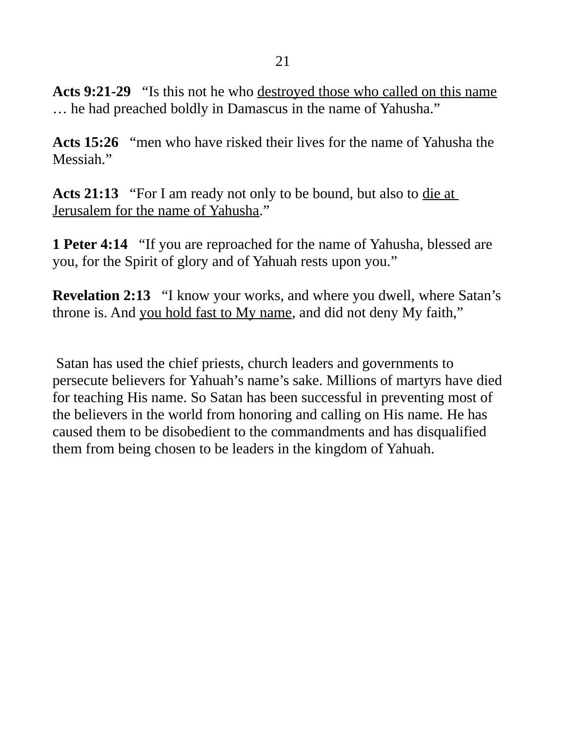**Acts 9:21-29** "Is this not he who <u>destroyed those who called on this name</u> … he had preached boldly in Damascus in the name of Yahusha."

**Acts 15:26** "men who have risked their lives for the name of Yahusha the Messiah."

**Acts 21:13** "For I am ready not only to be bound, but also to <u>die at Jerusalem for the name of Yahusha</u>."

**1 Peter 4:14** "If you are reproached for the name of Yahusha, blessed are you, for the Spirit of glory and of Yahuah rests upon you."

**Revelation 2:13** "I know your works, and where you dwell, where Satan's throne is. And <u>you hold fast to My name</u>, and did not deny My faith,"

Satan has used the chief priests, church leaders and governments to persecute believers for Yahuah's name's sake. Millions of martyrs have died for teaching His name. So Satan has been successful in preventing most of the believers in the world from honoring and calling on His name. He has caused them to be disobedient to the commandments and has disqualified them from being chosen to be leaders in the kingdom of Yahuah.